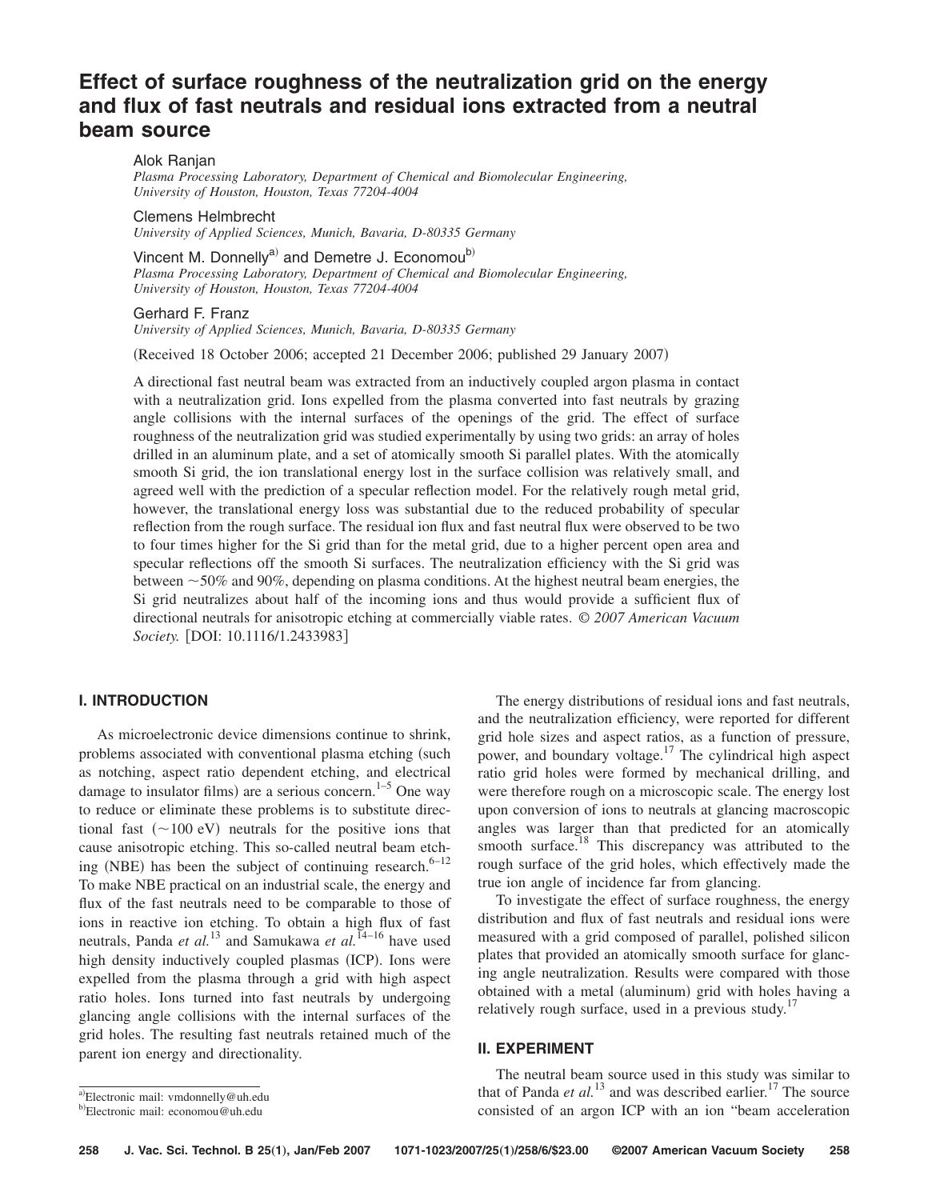# Effect of surface roughness of the neutralization grid on the energy and flux of fast neutrals and residual ions extracted from a neutral beam source

Alok Ranjan
*Plasma Processing Laboratory, Department of Chemical and Biomolecular Engineering, University of Houston, Houston, Texas 77204-4004*

Clemens Helmbrecht
*University of Applied Sciences, Munich, Bavaria, D-80335 Germany*

Vincent M. Donnelly[a] and Demetre J. Economou[b]
*Plasma Processing Laboratory, Department of Chemical and Biomolecular Engineering, University of Houston, Houston, Texas 77204-4004*

Gerhard F. Franz
*University of Applied Sciences, Munich, Bavaria, D-80335 Germany*

(Received 18 October 2006; accepted 21 December 2006; published 29 January 2007)

A directional fast neutral beam was extracted from an inductively coupled argon plasma in contact with a neutralization grid. Ions expelled from the plasma converted into fast neutrals by grazing angle collisions with the internal surfaces of the openings of the grid. The effect of surface roughness of the neutralization grid was studied experimentally by using two grids: an array of holes drilled in an aluminum plate, and a set of atomically smooth Si parallel plates. With the atomically smooth Si grid, the ion translational energy lost in the surface collision was relatively small, and agreed well with the prediction of a specular reflection model. For the relatively rough metal grid, however, the translational energy loss was substantial due to the reduced probability of specular reflection from the rough surface. The residual ion flux and fast neutral flux were observed to be two to four times higher for the Si grid than for the metal grid, due to a higher percent open area and specular reflections off the smooth Si surfaces. The neutralization efficiency with the Si grid was between ~50% and 90%, depending on plasma conditions. At the highest neutral beam energies, the Si grid neutralizes about half of the incoming ions and thus would provide a sufficient flux of directional neutrals for anisotropic etching at commercially viable rates. *© 2007 American Vacuum Society.* [DOI: 10.1116/1.2433983]

## I. INTRODUCTION

As microelectronic device dimensions continue to shrink, problems associated with conventional plasma etching (such as notching, aspect ratio dependent etching, and electrical damage to insulator films) are a serious concern.[1–5] One way to reduce or eliminate these problems is to substitute directional fast (~100 eV) neutrals for the positive ions that cause anisotropic etching. This so-called neutral beam etching (NBE) has been the subject of continuing research.[6–12] To make NBE practical on an industrial scale, the energy and flux of the fast neutrals need to be comparable to those of ions in reactive ion etching. To obtain a high flux of fast neutrals, Panda *et al.*[13] and Samukawa *et al.*[14–16] have used high density inductively coupled plasmas (ICP). Ions were expelled from the plasma through a grid with high aspect ratio holes. Ions turned into fast neutrals by undergoing glancing angle collisions with the internal surfaces of the grid holes. The resulting fast neutrals retained much of the parent ion energy and directionality.

The energy distributions of residual ions and fast neutrals, and the neutralization efficiency, were reported for different grid hole sizes and aspect ratios, as a function of pressure, power, and boundary voltage.[17] The cylindrical high aspect ratio grid holes were formed by mechanical drilling, and were therefore rough on a microscopic scale. The energy lost upon conversion of ions to neutrals at glancing macroscopic angles was larger than that predicted for an atomically smooth surface.[18] This discrepancy was attributed to the rough surface of the grid holes, which effectively made the true ion angle of incidence far from glancing.

To investigate the effect of surface roughness, the energy distribution and flux of fast neutrals and residual ions were measured with a grid composed of parallel, polished silicon plates that provided an atomically smooth surface for glancing angle neutralization. Results were compared with those obtained with a metal (aluminum) grid with holes having a relatively rough surface, used in a previous study.[17]

## II. EXPERIMENT

The neutral beam source used in this study was similar to that of Panda *et al.*[13] and was described earlier.[17] The source consisted of an argon ICP with an ion "beam acceleration

[a]Electronic mail: vmdonnelly@uh.edu
[b]Electronic mail: economou@uh.edu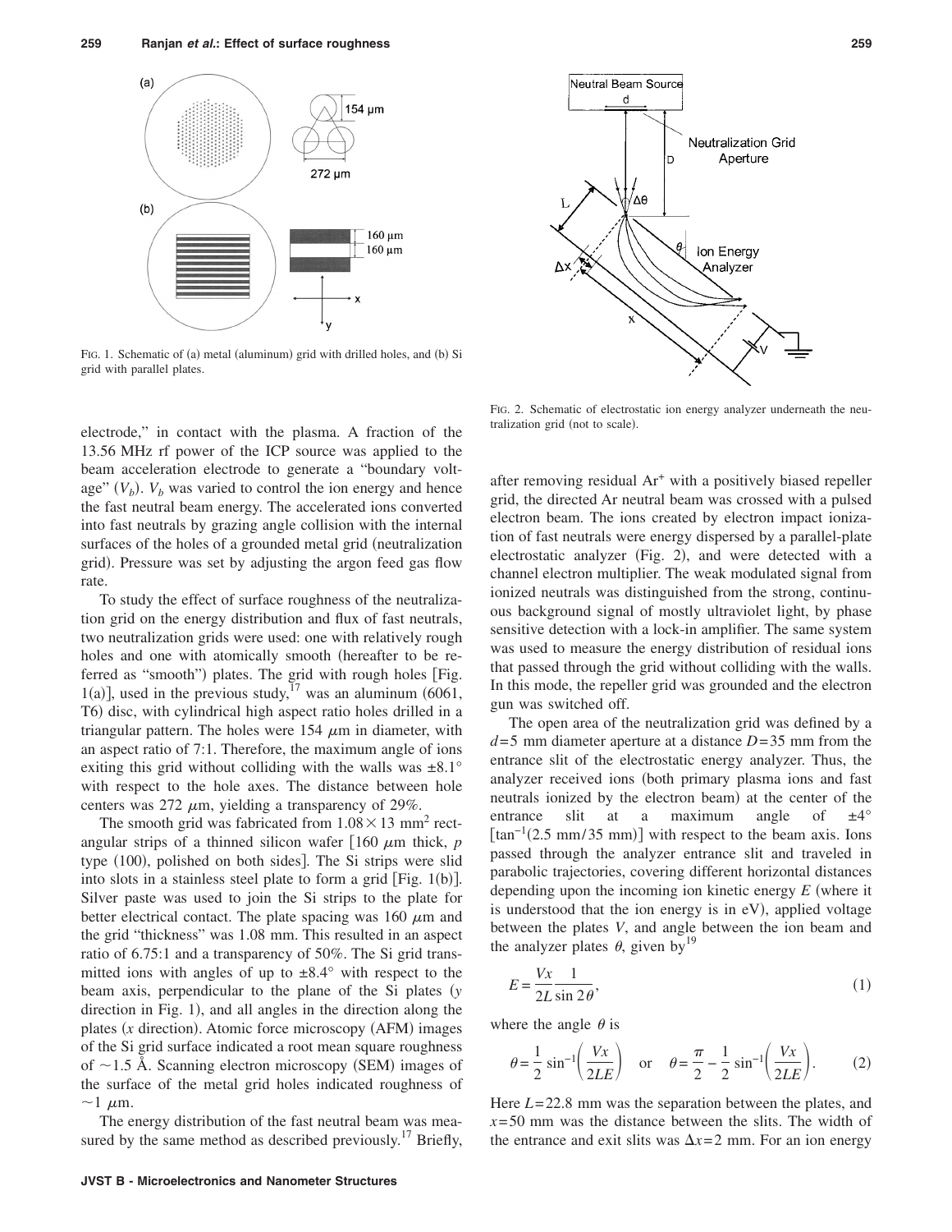(a)

154 μm

272 μm

(b)

160 μm

160 μm

x

y

FIG. 1. Schematic of (a) metal (aluminum) grid with drilled holes, and (b) Si grid with parallel plates.

Neutral Beam Source

d

Neutralization Grid Aperture

D

L

Δθ

θ

Ion Energy Analyzer

Δx

x

V

FIG. 2. Schematic of electrostatic ion energy analyzer underneath the neutralization grid (not to scale).

electrode," in contact with the plasma. A fraction of the 13.56 MHz rf power of the ICP source was applied to the beam acceleration electrode to generate a "boundary voltage" ($V_b$). $V_b$ was varied to control the ion energy and hence the fast neutral beam energy. The accelerated ions converted into fast neutrals by grazing angle collision with the internal surfaces of the holes of a grounded metal grid (neutralization grid). Pressure was set by adjusting the argon feed gas flow rate.

To study the effect of surface roughness of the neutralization grid on the energy distribution and flux of fast neutrals, two neutralization grids were used: one with relatively rough holes and one with atomically smooth (hereafter to be referred as "smooth") plates. The grid with rough holes [Fig. 1(a)], used in the previous study,[17] was an aluminum (6061, T6) disc, with cylindrical high aspect ratio holes drilled in a triangular pattern. The holes were 154 $\mu$m in diameter, with an aspect ratio of 7:1. Therefore, the maximum angle of ions exiting this grid without colliding with the walls was ±8.1° with respect to the hole axes. The distance between hole centers was 272 $\mu$m, yielding a transparency of 29%.

The smooth grid was fabricated from $1.08 \times 13$ mm$^2$ rectangular strips of a thinned silicon wafer [160 $\mu$m thick, *p* type (100), polished on both sides]. The Si strips were slid into slots in a stainless steel plate to form a grid [Fig. 1(b)]. Silver paste was used to join the Si strips to the plate for better electrical contact. The plate spacing was 160 $\mu$m and the grid "thickness" was 1.08 mm. This resulted in an aspect ratio of 6.75:1 and a transparency of 50%. The Si grid transmitted ions with angles of up to ±8.4° with respect to the beam axis, perpendicular to the plane of the Si plates (*y* direction in Fig. 1), and all angles in the direction along the plates (*x* direction). Atomic force microscopy (AFM) images of the Si grid surface indicated a root mean square roughness of ~1.5 Å. Scanning electron microscopy (SEM) images of the surface of the metal grid holes indicated roughness of ~1 $\mu$m.

The energy distribution of the fast neutral beam was measured by the same method as described previously.[17] Briefly, after removing residual $Ar^+$ with a positively biased repeller grid, the directed Ar neutral beam was crossed with a pulsed electron beam. The ions created by electron impact ionization of fast neutrals were energy dispersed by a parallel-plate electrostatic analyzer (Fig. 2), and were detected with a channel electron multiplier. The weak modulated signal from ionized neutrals was distinguished from the strong, continuous background signal of mostly ultraviolet light, by phase sensitive detection with a lock-in amplifier. The same system was used to measure the energy distribution of residual ions that passed through the grid without colliding with the walls. In this mode, the repeller grid was grounded and the electron gun was switched off.

The open area of the neutralization grid was defined by a $d=5$ mm diameter aperture at a distance $D=35$ mm from the entrance slit of the electrostatic energy analyzer. Thus, the analyzer received ions (both primary plasma ions and fast neutrals ionized by the electron beam) at the center of the entrance slit at a maximum angle of ±4° [$\tan^{-1}(2.5\text{ mm}/35\text{ mm})$] with respect to the beam axis. Ions passed through the analyzer entrance slit and traveled in parabolic trajectories, covering different horizontal distances depending upon the incoming ion kinetic energy $E$ (where it is understood that the ion energy is in eV), applied voltage between the plates $V$, and angle between the ion beam and the analyzer plates $\theta$, given by[19]

$$E = \frac{Vx}{2L} \frac{1}{\sin 2\theta}, \tag{1}$$

where the angle $\theta$ is

$$\theta = \frac{1}{2}\sin^{-1}\left(\frac{Vx}{2LE}\right) \quad \text{or} \quad \theta = \frac{\pi}{2} - \frac{1}{2}\sin^{-1}\left(\frac{Vx}{2LE}\right). \tag{2}$$

Here $L=22.8$ mm was the separation between the plates, and $x=50$ mm was the distance between the slits. The width of the entrance and exit slits was $\Delta x=2$ mm. For an ion energy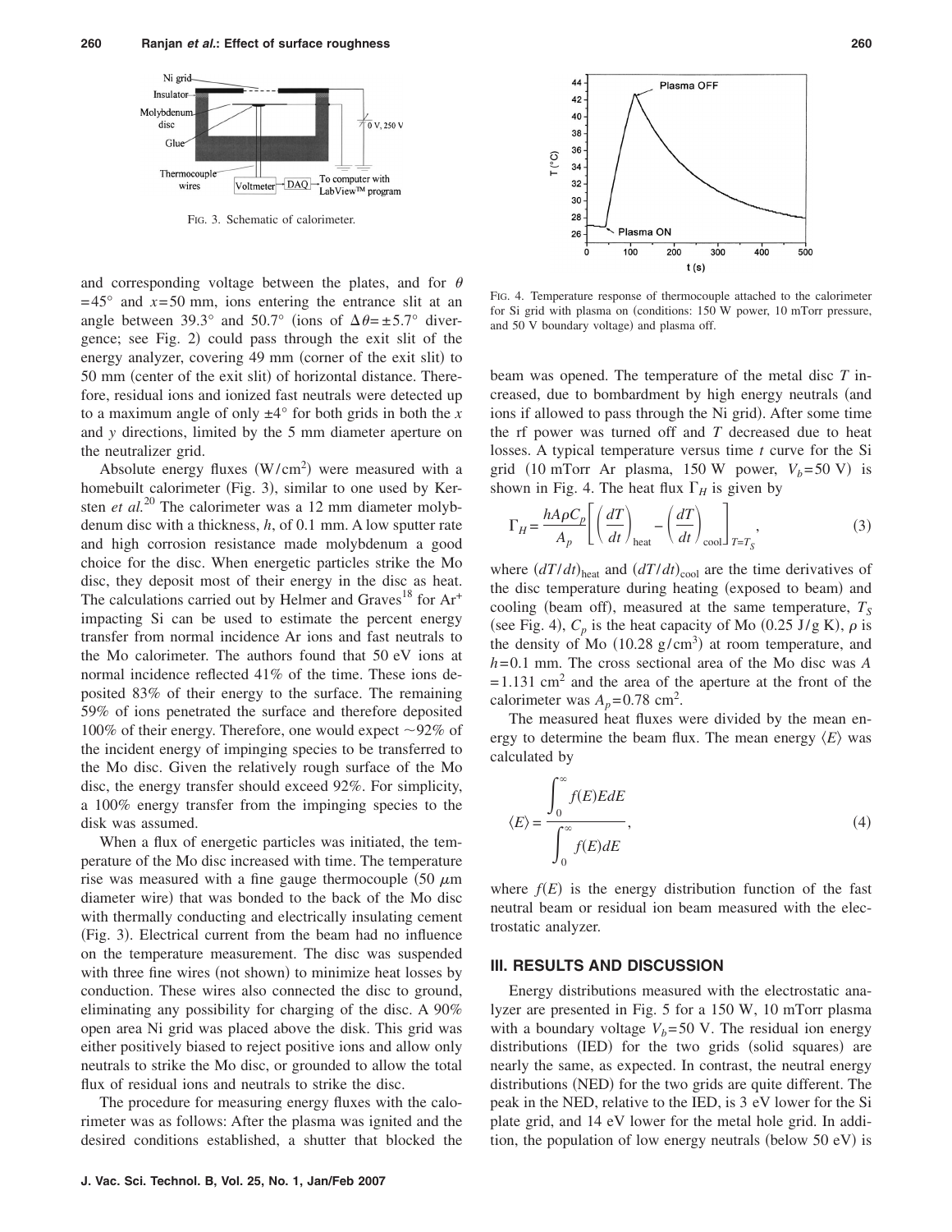Ni grid

Insulator

Molybdenum disc

Glue

Thermocouple wires

Voltmeter

DAQ

To computer with LabView™ program

0 V, 250 V

FIG. 3. Schematic of calorimeter.

and corresponding voltage between the plates, and for $\theta = 45°$ and $x = 50$ mm, ions entering the entrance slit at an angle between 39.3° and 50.7° (ions of $\Delta\theta = \pm 5.7°$ divergence; see Fig. 2) could pass through the exit slit of the energy analyzer, covering 49 mm (corner of the exit slit) to 50 mm (center of the exit slit) of horizontal distance. Therefore, residual ions and ionized fast neutrals were detected up to a maximum angle of only ±4° for both grids in both the $x$ and $y$ directions, limited by the 5 mm diameter aperture on the neutralizer grid.

Absolute energy fluxes ($W/cm^2$) were measured with a homebuilt calorimeter (Fig. 3), similar to one used by Kersten *et al.*[20] The calorimeter was a 12 mm diameter molybdenum disc with a thickness, $h$, of 0.1 mm. A low sputter rate and high corrosion resistance made molybdenum a good choice for the disc. When energetic particles strike the Mo disc, they deposit most of their energy in the disc as heat. The calculations carried out by Helmer and Graves[18] for $Ar^+$ impacting Si can be used to estimate the percent energy transfer from normal incidence Ar ions and fast neutrals to the Mo calorimeter. The authors found that 50 eV ions at normal incidence reflected 41% of the time. These ions deposited 83% of their energy to the surface. The remaining 59% of ions penetrated the surface and therefore deposited 100% of their energy. Therefore, one would expect ~92% of the incident energy of impinging species to be transferred to the Mo disc. Given the relatively rough surface of the Mo disc, the energy transfer should exceed 92%. For simplicity, a 100% energy transfer from the impinging species to the disk was assumed.

When a flux of energetic particles was initiated, the temperature of the Mo disc increased with time. The temperature rise was measured with a fine gauge thermocouple (50 $\mu$m diameter wire) that was bonded to the back of the Mo disc with thermally conducting and electrically insulating cement (Fig. 3). Electrical current from the beam had no influence on the temperature measurement. The disc was suspended with three fine wires (not shown) to minimize heat losses by conduction. These wires also connected the disc to ground, eliminating any possibility for charging of the disc. A 90% open area Ni grid was placed above the disk. This grid was either positively biased to reject positive ions and allow only neutrals to strike the Mo disc, or grounded to allow the total flux of residual ions and neutrals to strike the disc.

The procedure for measuring energy fluxes with the calorimeter was as follows: After the plasma was ignited and the desired conditions established, a shutter that blocked the

Plasma OFF

Plasma ON

T (°C)

t (s)

FIG. 4. Temperature response of thermocouple attached to the calorimeter for Si grid with plasma on (conditions: 150 W power, 10 mTorr pressure, and 50 V boundary voltage) and plasma off.

beam was opened. The temperature of the metal disc $T$ increased, due to bombardment by high energy neutrals (and ions if allowed to pass through the Ni grid). After some time the rf power was turned off and $T$ decreased due to heat losses. A typical temperature versus time $t$ curve for the Si grid (10 mTorr Ar plasma, 150 W power, $V_b = 50$ V) is shown in Fig. 4. The heat flux $\Gamma_H$ is given by

$$\Gamma_H = \frac{hA\rho C_p}{A_p}\left[\left(\frac{dT}{dt}\right)_{\text{heat}} - \left(\frac{dT}{dt}\right)_{\text{cool}}\right]_{T=T_S}, \tag{3}$$

where $(dT/dt)_{\text{heat}}$ and $(dT/dt)_{\text{cool}}$ are the time derivatives of the disc temperature during heating (exposed to beam) and cooling (beam off), measured at the same temperature, $T_S$ (see Fig. 4), $C_p$ is the heat capacity of Mo (0.25 J/g K), $\rho$ is the density of Mo ($10.28\ g/cm^3$) at room temperature, and $h = 0.1$ mm. The cross sectional area of the Mo disc was $A = 1.131\ cm^2$ and the area of the aperture at the front of the calorimeter was $A_p = 0.78\ cm^2$.

The measured heat fluxes were divided by the mean energy to determine the beam flux. The mean energy $\langle E \rangle$ was calculated by

$$\langle E \rangle = \frac{\int_0^\infty f(E)E\,dE}{\int_0^\infty f(E)\,dE}, \tag{4}$$

where $f(E)$ is the energy distribution function of the fast neutral beam or residual ion beam measured with the electrostatic analyzer.

## III. RESULTS AND DISCUSSION

Energy distributions measured with the electrostatic analyzer are presented in Fig. 5 for a 150 W, 10 mTorr plasma with a boundary voltage $V_b = 50$ V. The residual ion energy distributions (IED) for the two grids (solid squares) are nearly the same, as expected. In contrast, the neutral energy distributions (NED) for the two grids are quite different. The peak in the NED, relative to the IED, is 3 eV lower for the Si plate grid, and 14 eV lower for the metal hole grid. In addition, the population of low energy neutrals (below 50 eV) is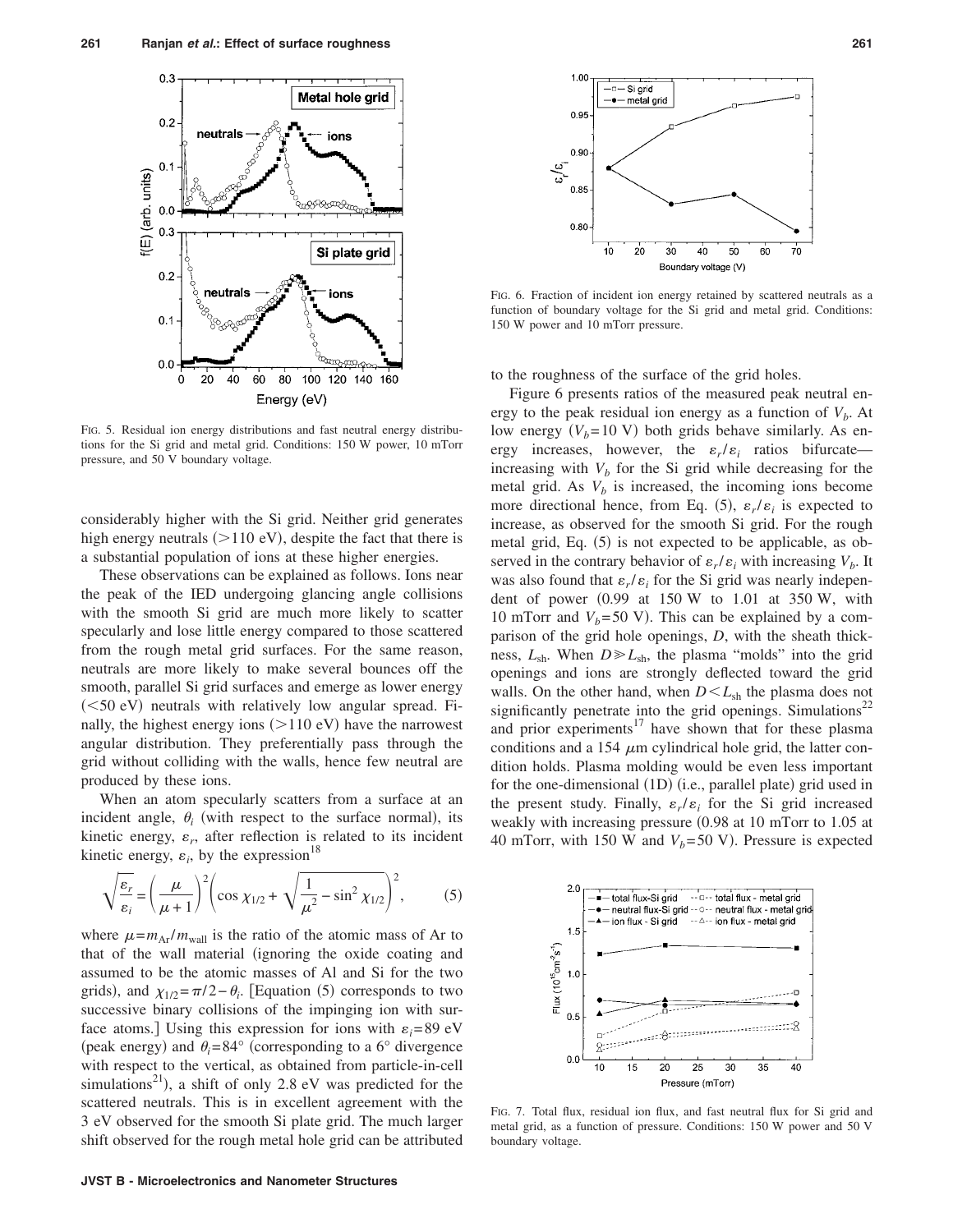Metal hole grid

neutrals

ions

0.3

0.2

0.1

0.0

f(E) (arb. units)

Si plate grid

neutrals

ions

0.3

0.2

0.1

0.0

0 20 40 60 80 100 120 140 160

Energy (eV)

FIG. 5. Residual ion energy distributions and fast neutral energy distributions for the Si grid and metal grid. Conditions: 150 W power, 10 mTorr pressure, and 50 V boundary voltage.

considerably higher with the Si grid. Neither grid generates high energy neutrals (>110 eV), despite the fact that there is a substantial population of ions at these higher energies.

These observations can be explained as follows. Ions near the peak of the IED undergoing glancing angle collisions with the smooth Si grid are much more likely to scatter specularly and lose little energy compared to those scattered from the rough metal grid surfaces. For the same reason, neutrals are more likely to make several bounces off the smooth, parallel Si grid surfaces and emerge as lower energy (<50 eV) neutrals with relatively low angular spread. Finally, the highest energy ions (>110 eV) have the narrowest angular distribution. They preferentially pass through the grid without colliding with the walls, hence few neutral are produced by these ions.

When an atom specularly scatters from a surface at an incident angle, $\theta_i$ (with respect to the surface normal), its kinetic energy, $\varepsilon_r$, after reflection is related to its incident kinetic energy, $\varepsilon_i$, by the expression[18]

$$\sqrt{\frac{\varepsilon_r}{\varepsilon_i}} = \left(\frac{\mu}{\mu+1}\right)^2 \left(\cos \chi_{1/2} + \sqrt{\frac{1}{\mu^2} - \sin^2 \chi_{1/2}}\right)^2, \qquad (5)$$

where $\mu = m_{\mathrm{Ar}}/m_{\mathrm{wall}}$ is the ratio of the atomic mass of Ar to that of the wall material (ignoring the oxide coating and assumed to be the atomic masses of Al and Si for the two grids), and $\chi_{1/2} = \pi/2 - \theta_i$. [Equation (5) corresponds to two successive binary collisions of the impinging ion with surface atoms.] Using this expression for ions with $\varepsilon_i = 89$ eV (peak energy) and $\theta_i = 84°$ (corresponding to a 6° divergence with respect to the vertical, as obtained from particle-in-cell simulations[21]), a shift of only 2.8 eV was predicted for the scattered neutrals. This is in excellent agreement with the 3 eV observed for the smooth Si plate grid. The much larger shift observed for the rough metal hole grid can be attributed

1.00

0.95

0.90

0.85

0.80

$\varepsilon_r/\varepsilon_i$

10 20 30 40 50 60 70

Boundary voltage (V)

Si grid

metal grid

FIG. 6. Fraction of incident ion energy retained by scattered neutrals as a function of boundary voltage for the Si grid and metal grid. Conditions: 150 W power and 10 mTorr pressure.

to the roughness of the surface of the grid holes.

Figure 6 presents ratios of the measured peak neutral energy to the peak residual ion energy as a function of $V_b$. At low energy ($V_b = 10$ V) both grids behave similarly. As energy increases, however, the $\varepsilon_r/\varepsilon_i$ ratios bifurcate—increasing with $V_b$ for the Si grid while decreasing for the metal grid. As $V_b$ is increased, the incoming ions become more directional hence, from Eq. (5), $\varepsilon_r/\varepsilon_i$ is expected to increase, as observed for the smooth Si grid. For the rough metal grid, Eq. (5) is not expected to be applicable, as observed in the contrary behavior of $\varepsilon_r/\varepsilon_i$ with increasing $V_b$. It was also found that $\varepsilon_r/\varepsilon_i$ for the Si grid was nearly independent of power (0.99 at 150 W to 1.01 at 350 W, with 10 mTorr and $V_b = 50$ V). This can be explained by a comparison of the grid hole openings, $D$, with the sheath thickness, $L_{\mathrm{sh}}$. When $D \gg L_{\mathrm{sh}}$, the plasma "molds" into the grid openings and ions are strongly deflected toward the grid walls. On the other hand, when $D < L_{\mathrm{sh}}$ the plasma does not significantly penetrate into the grid openings. Simulations[22] and prior experiments[17] have shown that for these plasma conditions and a 154 $\mu$m cylindrical hole grid, the latter condition holds. Plasma molding would be even less important for the one-dimensional (1D) (i.e., parallel plate) grid used in the present study. Finally, $\varepsilon_r/\varepsilon_i$ for the Si grid increased weakly with increasing pressure (0.98 at 10 mTorr to 1.05 at 40 mTorr, with 150 W and $V_b = 50$ V). Pressure is expected

2.0

1.5

1.0

0.5

0.0

Flux ($10^{15}$ cm$^{-2}$ s$^{-1}$)

10 15 20 25 30 35 40

Pressure (mTorr)

total flux-Si grid

neutral flux-Si grid

ion flux - Si grid

total flux - metal grid

neutral flux - metal grid

ion flux - metal grid

FIG. 7. Total flux, residual ion flux, and fast neutral flux for Si grid and metal grid, as a function of pressure. Conditions: 150 W power and 50 V boundary voltage.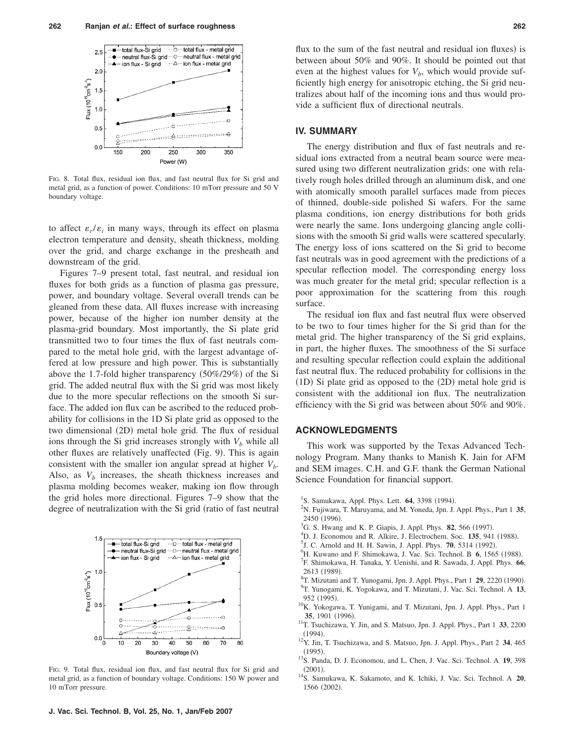2.5
total flux-Si grid
neutral flux-Si grid
ion flux - Si grid
total flux - metal grid
neutral flux - metal grid
ion flux - metal grid
2.0
Flux ($10^{15}$cm$^{-2}$s$^{-1}$)
1.5
1.0
0.5
0.0
150
200
250
300
350
Power (W)

FIG. 8. Total flux, residual ion flux, and fast neutral flux for Si grid and metal grid, as a function of power. Conditions: 10 mTorr pressure and 50 V boundary voltage.

to affect $\varepsilon_r/\varepsilon_i$ in many ways, through its effect on plasma electron temperature and density, sheath thickness, molding over the grid, and charge exchange in the presheath and downstream of the grid.

Figures 7–9 present total, fast neutral, and residual ion fluxes for both grids as a function of plasma gas pressure, power, and boundary voltage. Several overall trends can be gleaned from these data. All fluxes increase with increasing power, because of the higher ion number density at the plasma-grid boundary. Most importantly, the Si plate grid transmitted two to four times the flux of fast neutrals compared to the metal hole grid, with the largest advantage offered at low pressure and high power. This is substantially above the 1.7-fold higher transparency (50%/29%) of the Si grid. The added neutral flux with the Si grid was most likely due to the more specular reflections on the smooth Si surface. The added ion flux can be ascribed to the reduced probability for collisions in the 1D Si plate grid as opposed to the two dimensional (2D) metal hole grid. The flux of residual ions through the Si grid increases strongly with $V_b$ while all other fluxes are relatively unaffected (Fig. 9). This is again consistent with the smaller ion angular spread at higher $V_b$. Also, as $V_b$ increases, the sheath thickness increases and plasma molding becomes weaker, making ion flow through the grid holes more directional. Figures 7–9 show that the degree of neutralization with the Si grid (ratio of fast neutral flux to the sum of the fast neutral and residual ion fluxes) is between about 50% and 90%. It should be pointed out that even at the highest values for $V_b$, which would provide sufficiently high energy for anisotropic etching, the Si grid neutralizes about half of the incoming ions and thus would provide a sufficient flux of directional neutrals.

1.5
total flux-Si grid
neutral flux-Si grid
ion flux - Si grid
total flux - metal grid
neutral flux - metal grid
ion flux - metal grid
1.0
Flux ($10^{15}$cm$^{-2}$s$^{-1}$)
0.5
0.0
0
10
20
30
40
50
60
70
80
Boundary voltage (V)

FIG. 9. Total flux, residual ion flux, and fast neutral flux for Si grid and metal grid, as a function of boundary voltage. Conditions: 150 W power and 10 mTorr pressure.

## IV. SUMMARY

The energy distribution and flux of fast neutrals and residual ions extracted from a neutral beam source were measured using two different neutralization grids: one with relatively rough holes drilled through an aluminum disk, and one with atomically smooth parallel surfaces made from pieces of thinned, double-side polished Si wafers. For the same plasma conditions, ion energy distributions for both grids were nearly the same. Ions undergoing glancing angle collisions with the smooth Si grid walls were scattered specularly. The energy loss of ions scattered on the Si grid to become fast neutrals was in good agreement with the predictions of a specular reflection model. The corresponding energy loss was much greater for the metal grid; specular reflection is a poor approximation for the scattering from this rough surface.

The residual ion flux and fast neutral flux were observed to be two to four times higher for the Si grid than for the metal grid. The higher transparency of the Si grid explains, in part, the higher fluxes. The smoothness of the Si surface and resulting specular reflection could explain the additional fast neutral flux. The reduced probability for collisions in the (1D) Si plate grid as opposed to the (2D) metal hole grid is consistent with the additional ion flux. The neutralization efficiency with the Si grid was between about 50% and 90%.

## ACKNOWLEDGMENTS

This work was supported by the Texas Advanced Technology Program. Many thanks to Manish K. Jain for AFM and SEM images. C.H. and G.F. thank the German National Science Foundation for financial support.

[1] S. Samukawa, Appl. Phys. Lett. **64**, 3398 (1994).
[2] N. Fujiwara, T. Maruyama, and M. Yoneda, Jpn. J. Appl. Phys., Part 1 **35**, 2450 (1996).
[3] G. S. Hwang and K. P. Giapis, J. Appl. Phys. **82**, 566 (1997).
[4] D. J. Economou and R. Alkire, J. Electrochem. Soc. **135**, 941 (1988).
[5] J. C. Arnold and H. H. Sawin, J. Appl. Phys. **70**, 5314 (1992).
[6] H. Kuwano and F. Shimokawa, J. Vac. Sci. Technol. B **6**, 1565 (1988).
[7] F. Shimokawa, H. Tanaka, Y. Uenishi, and R. Sawada, J. Appl. Phys. **66**, 2613 (1989).
[8] T. Mizutani and T. Yunogami, Jpn. J. Appl. Phys., Part 1 **29**, 2220 (1990).
[9] T. Yunogami, K. Yogokawa, and T. Mizutani, J. Vac. Sci. Technol. A **13**, 952 (1995).
[10] K. Yokogawa, T. Yunigami, and T. Mizutani, Jpn. J. Appl. Phys., Part 1 **35**, 1901 (1996).
[11] T. Tsuchizawa, Y. Jin, and S. Matsuo, Jpn. J. Appl. Phys., Part 1 **33**, 2200 (1994).
[12] Y. Jin, T. Tsuchizawa, and S. Matsuo, Jpn. J. Appl. Phys., Part 2 **34**, 465 (1995).
[13] S. Panda, D. J. Economou, and L. Chen, J. Vac. Sci. Technol. A **19**, 398 (2001).
[14] S. Samukawa, K. Sakamoto, and K. Ichiki, J. Vac. Sci. Technol. A **20**, 1566 (2002).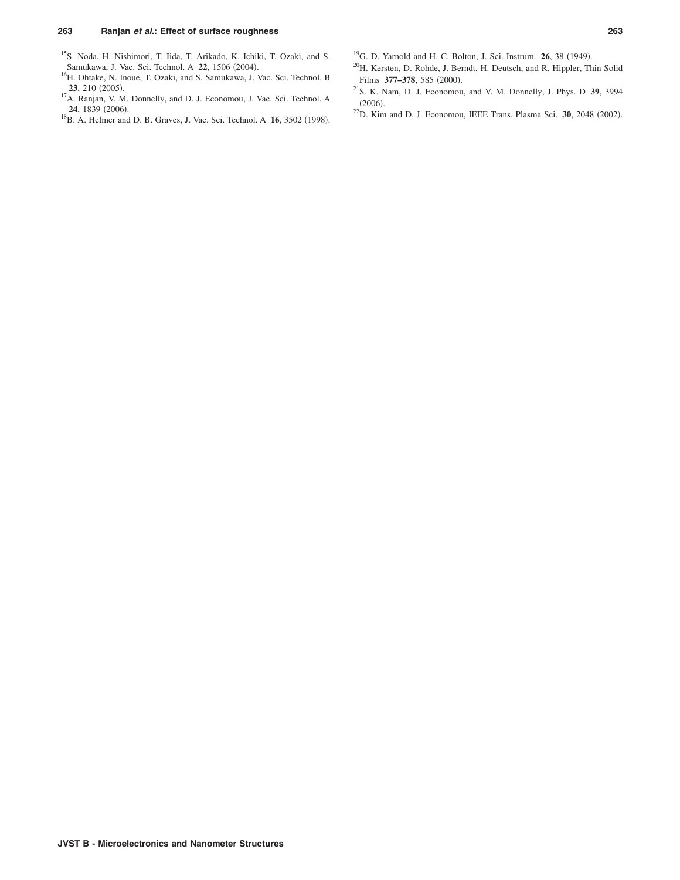[15] S. Noda, H. Nishimori, T. Iida, T. Arikado, K. Ichiki, T. Ozaki, and S. Samukawa, J. Vac. Sci. Technol. A **22**, 1506 (2004).

[16] H. Ohtake, N. Inoue, T. Ozaki, and S. Samukawa, J. Vac. Sci. Technol. B **23**, 210 (2005).

[17] A. Ranjan, V. M. Donnelly, and D. J. Economou, J. Vac. Sci. Technol. A **24**, 1839 (2006).

[18] B. A. Helmer and D. B. Graves, J. Vac. Sci. Technol. A **16**, 3502 (1998).

[19] G. D. Yarnold and H. C. Bolton, J. Sci. Instrum. **26**, 38 (1949).

[20] H. Kersten, D. Rohde, J. Berndt, H. Deutsch, and R. Hippler, Thin Solid Films **377–378**, 585 (2000).

[21] S. K. Nam, D. J. Economou, and V. M. Donnelly, J. Phys. D **39**, 3994 (2006).

[22] D. Kim and D. J. Economou, IEEE Trans. Plasma Sci. **30**, 2048 (2002).